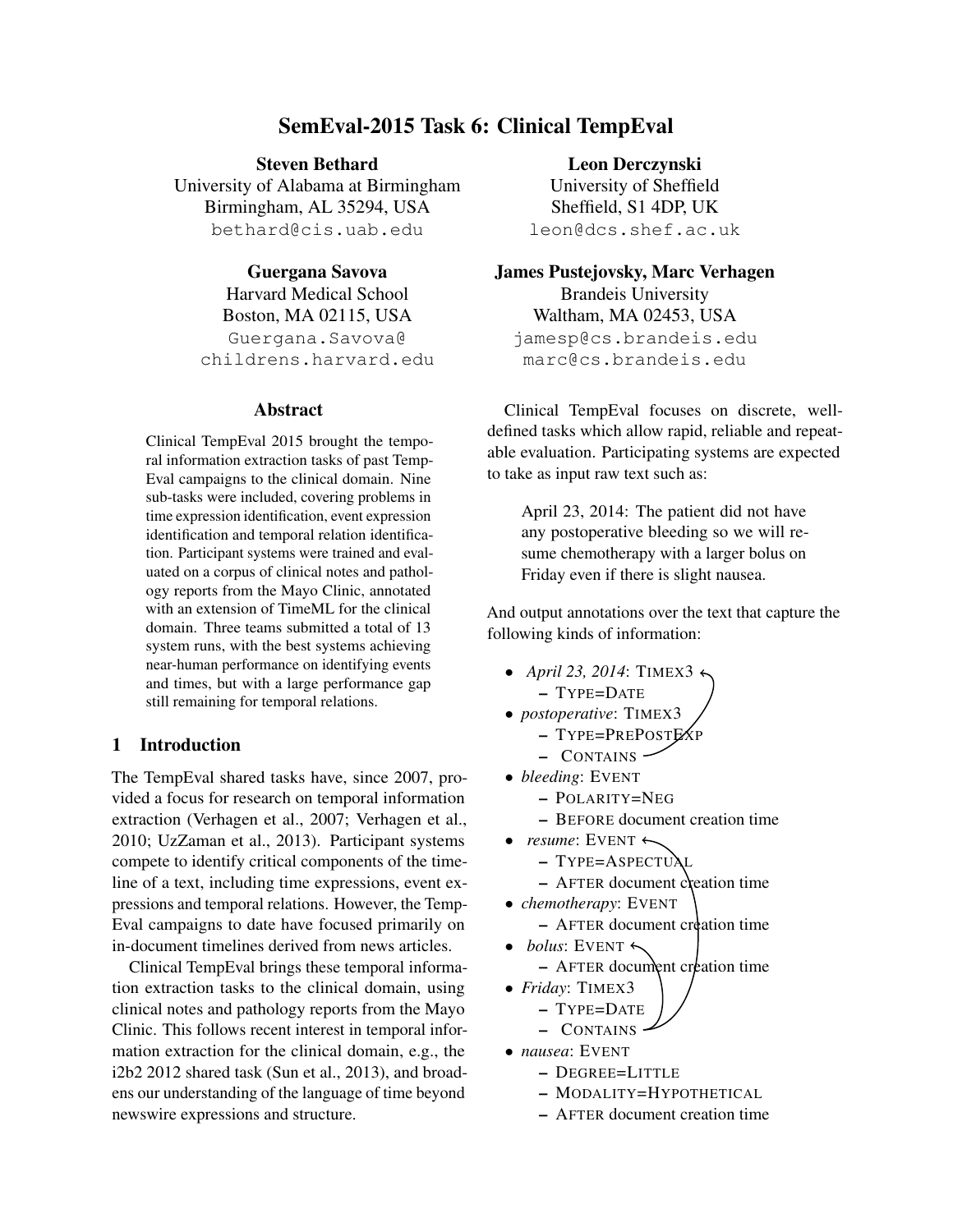# SemEval-2015 Task 6: Clinical TempEval

**Steven Bethard**
University of Alabama at Birmingham
Birmingham, AL 35294, USA
bethard@cis.uab.edu

**Leon Derczynski**
University of Sheffield
Sheffield, S1 4DP, UK
leon@dcs.shef.ac.uk

**Guergana Savova**
Harvard Medical School
Boston, MA 02115, USA
Guergana.Savova@childrens.harvard.edu

**James Pustejovsky, Marc Verhagen**
Brandeis University
Waltham, MA 02453, USA
jamesp@cs.brandeis.edu
marc@cs.brandeis.edu

## Abstract

Clinical TempEval 2015 brought the temporal information extraction tasks of past TempEval campaigns to the clinical domain. Nine sub-tasks were included, covering problems in time expression identification, event expression identification and temporal relation identification. Participant systems were trained and evaluated on a corpus of clinical notes and pathology reports from the Mayo Clinic, annotated with an extension of TimeML for the clinical domain. Three teams submitted a total of 13 system runs, with the best systems achieving near-human performance on identifying events and times, but with a large performance gap still remaining for temporal relations.

## 1 Introduction

The TempEval shared tasks have, since 2007, provided a focus for research on temporal information extraction (Verhagen et al., 2007; Verhagen et al., 2010; UzZaman et al., 2013). Participant systems compete to identify critical components of the timeline of a text, including time expressions, event expressions and temporal relations. However, the TempEval campaigns to date have focused primarily on in-document timelines derived from news articles.

Clinical TempEval brings these temporal information extraction tasks to the clinical domain, using clinical notes and pathology reports from the Mayo Clinic. This follows recent interest in temporal information extraction for the clinical domain, e.g., the i2b2 2012 shared task (Sun et al., 2013), and broadens our understanding of the language of time beyond newswire expressions and structure.

Clinical TempEval focuses on discrete, well-defined tasks which allow rapid, reliable and repeatable evaluation. Participating systems are expected to take as input raw text such as:

> April 23, 2014: The patient did not have any postoperative bleeding so we will resume chemotherapy with a larger bolus on Friday even if there is slight nausea.

And output annotations over the text that capture the following kinds of information:

- *April 23, 2014*: TIMEX3
  - TYPE=DATE
- *postoperative*: TIMEX3
  - TYPE=PREPOSTEXP
  - CONTAINS
- *bleeding*: EVENT
  - POLARITY=NEG
  - BEFORE document creation time
- *resume*: EVENT
  - TYPE=ASPECTUAL
  - AFTER document creation time
- *chemotherapy*: EVENT
  - AFTER document creation time
- *bolus*: EVENT
  - AFTER document creation time
- *Friday*: TIMEX3
  - TYPE=DATE
  - CONTAINS
- *nausea*: EVENT
  - DEGREE=LITTLE
  - MODALITY=HYPOTHETICAL
  - AFTER document creation time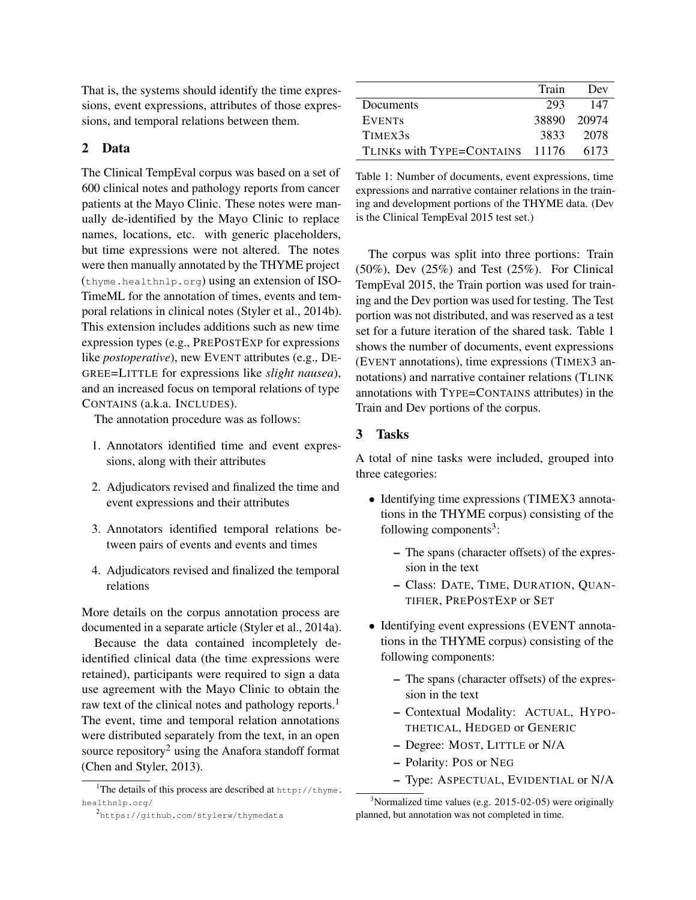That is, the systems should identify the time expressions, event expressions, attributes of those expressions, and temporal relations between them.

## 2 Data

The Clinical TempEval corpus was based on a set of 600 clinical notes and pathology reports from cancer patients at the Mayo Clinic. These notes were manually de-identified by the Mayo Clinic to replace names, locations, etc. with generic placeholders, but time expressions were not altered. The notes were then manually annotated by the THYME project (thyme.healthnlp.org) using an extension of ISO-TimeML for the annotation of times, events and temporal relations in clinical notes (Styler et al., 2014b). This extension includes additions such as new time expression types (e.g., PREPOSTEXP for expressions like *postoperative*), new EVENT attributes (e.g., DEGREE=LITTLE for expressions like *slight nausea*), and an increased focus on temporal relations of type CONTAINS (a.k.a. INCLUDES).

The annotation procedure was as follows:

1. Annotators identified time and event expressions, along with their attributes
2. Adjudicators revised and finalized the time and event expressions and their attributes
3. Annotators identified temporal relations between pairs of events and events and times
4. Adjudicators revised and finalized the temporal relations

More details on the corpus annotation process are documented in a separate article (Styler et al., 2014a).

Because the data contained incompletely de-identified clinical data (the time expressions were retained), participants were required to sign a data use agreement with the Mayo Clinic to obtain the raw text of the clinical notes and pathology reports.[1] The event, time and temporal relation annotations were distributed separately from the text, in an open source repository[2] using the Anafora standoff format (Chen and Styler, 2013).

[1] The details of this process are described at http://thyme.healthnlp.org/

[2] https://github.com/stylerw/thymedata

| | Train | Dev |
|---|---|---|
| Documents | 293 | 147 |
| EVENTS | 38890 | 20974 |
| TIMEX3S | 3833 | 2078 |
| TLINKS with TYPE=CONTAINS | 11176 | 6173 |

Table 1: Number of documents, event expressions, time expressions and narrative container relations in the training and development portions of the THYME data. (Dev is the Clinical TempEval 2015 test set.)

The corpus was split into three portions: Train (50%), Dev (25%) and Test (25%). For Clinical TempEval 2015, the Train portion was used for training and the Dev portion was used for testing. The Test portion was not distributed, and was reserved as a test set for a future iteration of the shared task. Table 1 shows the number of documents, event expressions (EVENT annotations), time expressions (TIMEX3 annotations) and narrative container relations (TLINK annotations with TYPE=CONTAINS attributes) in the Train and Dev portions of the corpus.

## 3 Tasks

A total of nine tasks were included, grouped into three categories:

- Identifying time expressions (TIMEX3 annotations in the THYME corpus) consisting of the following components[3]:
  - The spans (character offsets) of the expression in the text
  - Class: DATE, TIME, DURATION, QUANTIFIER, PREPOSTEXP or SET
- Identifying event expressions (EVENT annotations in the THYME corpus) consisting of the following components:
  - The spans (character offsets) of the expression in the text
  - Contextual Modality: ACTUAL, HYPOTHETICAL, HEDGED or GENERIC
  - Degree: MOST, LITTLE or N/A
  - Polarity: POS or NEG
  - Type: ASPECTUAL, EVIDENTIAL or N/A

[3] Normalized time values (e.g. 2015-02-05) were originally planned, but annotation was not completed in time.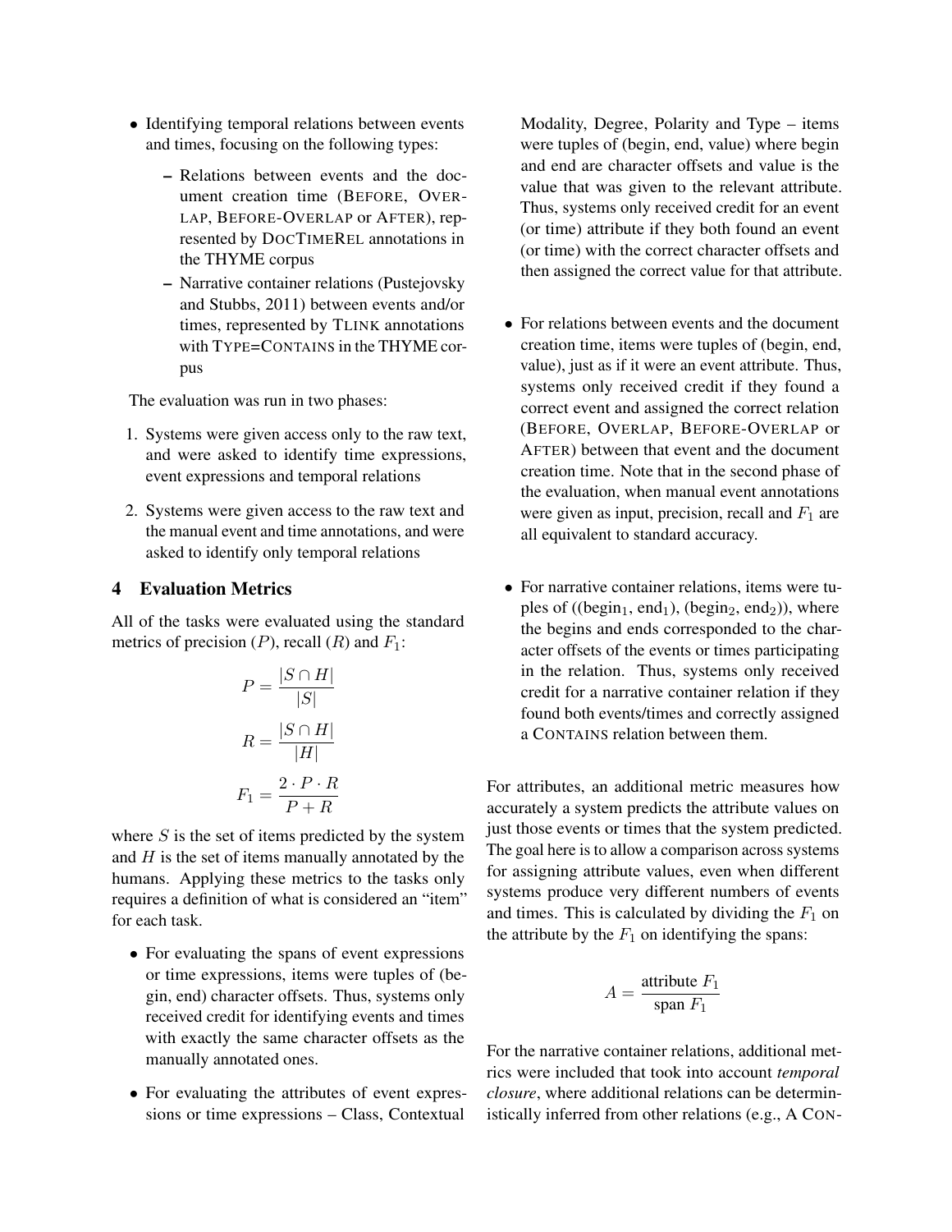- Identifying temporal relations between events and times, focusing on the following types:
  - Relations between events and the document creation time (BEFORE, OVERLAP, BEFORE-OVERLAP or AFTER), represented by DOCTIMEREL annotations in the THYME corpus
  - Narrative container relations (Pustejovsky and Stubbs, 2011) between events and/or times, represented by TLINK annotations with TYPE=CONTAINS in the THYME corpus

The evaluation was run in two phases:

1. Systems were given access only to the raw text, and were asked to identify time expressions, event expressions and temporal relations
2. Systems were given access to the raw text and the manual event and time annotations, and were asked to identify only temporal relations

## 4 Evaluation Metrics

All of the tasks were evaluated using the standard metrics of precision ($P$), recall ($R$) and $F_1$:

$$P = \frac{|S \cap H|}{|S|}$$

$$R = \frac{|S \cap H|}{|H|}$$

$$F_1 = \frac{2 \cdot P \cdot R}{P + R}$$

where $S$ is the set of items predicted by the system and $H$ is the set of items manually annotated by the humans. Applying these metrics to the tasks only requires a definition of what is considered an "item" for each task.

- For evaluating the spans of event expressions or time expressions, items were tuples of (begin, end) character offsets. Thus, systems only received credit for identifying events and times with exactly the same character offsets as the manually annotated ones.
- For evaluating the attributes of event expressions or time expressions – Class, Contextual Modality, Degree, Polarity and Type – items were tuples of (begin, end, value) where begin and end are character offsets and value is the value that was given to the relevant attribute. Thus, systems only received credit for an event (or time) attribute if they both found an event (or time) with the correct character offsets and then assigned the correct value for that attribute.
- For relations between events and the document creation time, items were tuples of (begin, end, value), just as if it were an event attribute. Thus, systems only received credit if they found a correct event and assigned the correct relation (BEFORE, OVERLAP, BEFORE-OVERLAP or AFTER) between that event and the document creation time. Note that in the second phase of the evaluation, when manual event annotations were given as input, precision, recall and $F_1$ are all equivalent to standard accuracy.
- For narrative container relations, items were tuples of ((begin$_1$, end$_1$), (begin$_2$, end$_2$)), where the begins and ends corresponded to the character offsets of the events or times participating in the relation. Thus, systems only received credit for a narrative container relation if they found both events/times and correctly assigned a CONTAINS relation between them.

For attributes, an additional metric measures how accurately a system predicts the attribute values on just those events or times that the system predicted. The goal here is to allow a comparison across systems for assigning attribute values, even when different systems produce very different numbers of events and times. This is calculated by dividing the $F_1$ on the attribute by the $F_1$ on identifying the spans:

$$A = \frac{\text{attribute } F_1}{\text{span } F_1}$$

For the narrative container relations, additional metrics were included that took into account *temporal closure*, where additional relations can be deterministically inferred from other relations (e.g., A CON-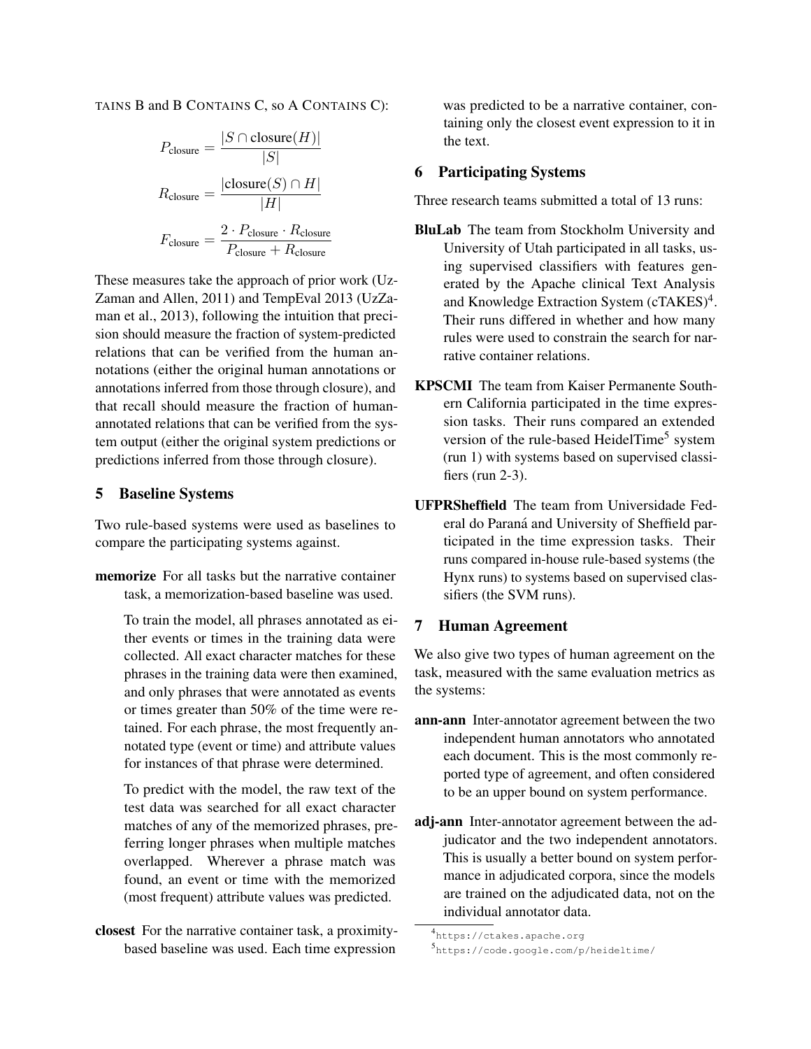TAINS B and B CONTAINS C, so A CONTAINS C):

$$P_{\text{closure}} = \frac{|S \cap \text{closure}(H)|}{|S|}$$

$$R_{\text{closure}} = \frac{|\text{closure}(S) \cap H|}{|H|}$$

$$F_{\text{closure}} = \frac{2 \cdot P_{\text{closure}} \cdot R_{\text{closure}}}{P_{\text{closure}} + R_{\text{closure}}}$$

These measures take the approach of prior work (UzZaman and Allen, 2011) and TempEval 2013 (UzZaman et al., 2013), following the intuition that precision should measure the fraction of system-predicted relations that can be verified from the human annotations (either the original human annotations or annotations inferred from those through closure), and that recall should measure the fraction of human-annotated relations that can be verified from the system output (either the original system predictions or predictions inferred from those through closure).

## 5 Baseline Systems

Two rule-based systems were used as baselines to compare the participating systems against.

**memorize** For all tasks but the narrative container task, a memorization-based baseline was used.

To train the model, all phrases annotated as either events or times in the training data were collected. All exact character matches for these phrases in the training data were then examined, and only phrases that were annotated as events or times greater than 50% of the time were retained. For each phrase, the most frequently annotated type (event or time) and attribute values for instances of that phrase were determined.

To predict with the model, the raw text of the test data was searched for all exact character matches of any of the memorized phrases, preferring longer phrases when multiple matches overlapped. Wherever a phrase match was found, an event or time with the memorized (most frequent) attribute values was predicted.

**closest** For the narrative container task, a proximity-based baseline was used. Each time expression was predicted to be a narrative container, containing only the closest event expression to it in the text.

## 6 Participating Systems

Three research teams submitted a total of 13 runs:

**BluLab** The team from Stockholm University and University of Utah participated in all tasks, using supervised classifiers with features generated by the Apache clinical Text Analysis and Knowledge Extraction System (cTAKES)[4]. Their runs differed in whether and how many rules were used to constrain the search for narrative container relations.

**KPSCMI** The team from Kaiser Permanente Southern California participated in the time expression tasks. Their runs compared an extended version of the rule-based HeidelTime[5] system (run 1) with systems based on supervised classifiers (run 2-3).

**UFPRSheffield** The team from Universidade Federal do Paraná and University of Sheffield participated in the time expression tasks. Their runs compared in-house rule-based systems (the Hynx runs) to systems based on supervised classifiers (the SVM runs).

## 7 Human Agreement

We also give two types of human agreement on the task, measured with the same evaluation metrics as the systems:

**ann-ann** Inter-annotator agreement between the two independent human annotators who annotated each document. This is the most commonly reported type of agreement, and often considered to be an upper bound on system performance.

**adj-ann** Inter-annotator agreement between the adjudicator and the two independent annotators. This is usually a better bound on system performance in adjudicated corpora, since the models are trained on the adjudicated data, not on the individual annotator data.

[4] https://ctakes.apache.org

[5] https://code.google.com/p/heideltime/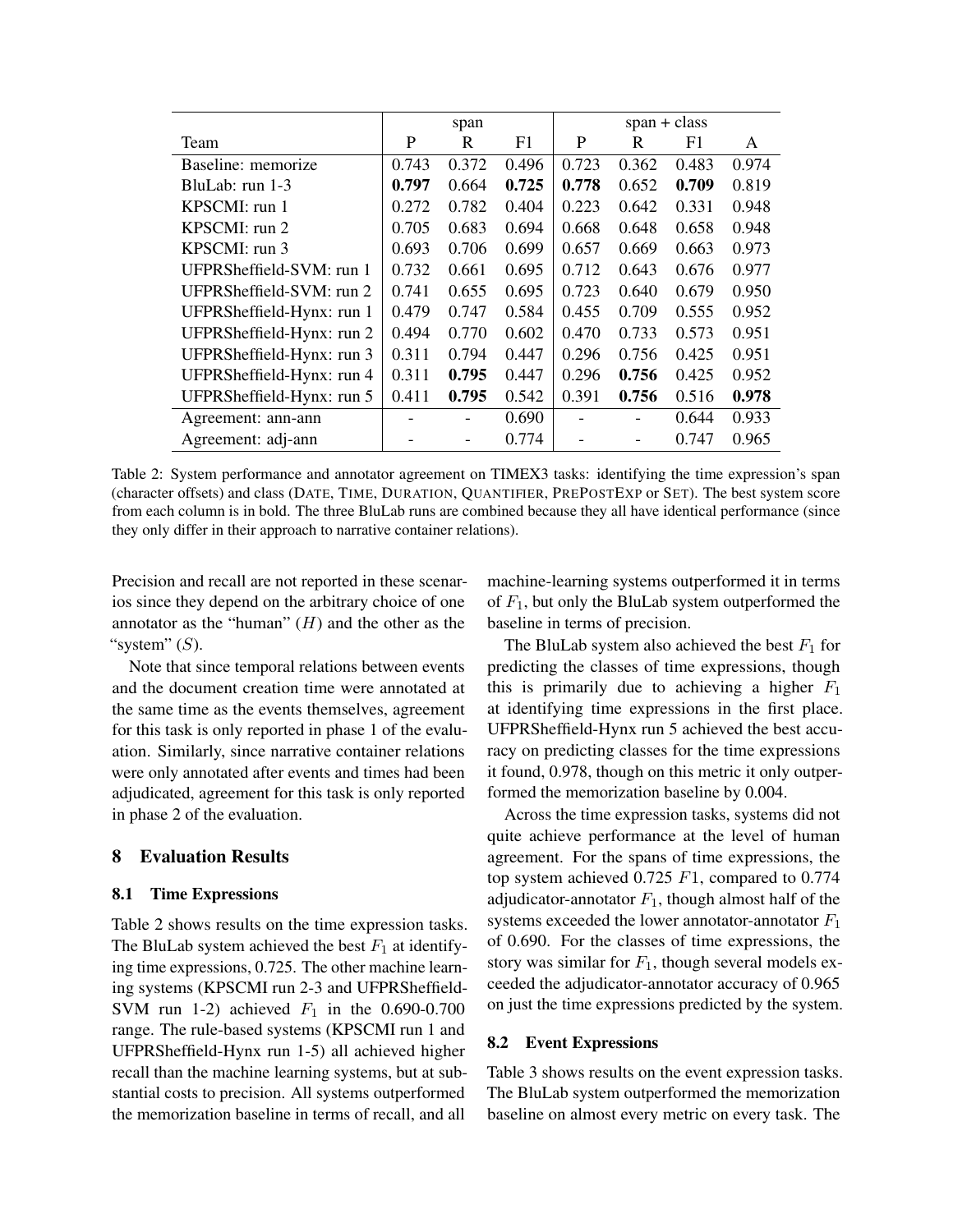| Team | span | | | span + class | | | |
|---|---|---|---|---|---|---|---|
| | P | R | F1 | P | R | F1 | A |
| Baseline: memorize | 0.743 | 0.372 | 0.496 | 0.723 | 0.362 | 0.483 | 0.974 |
| BluLab: run 1-3 | **0.797** | 0.664 | **0.725** | **0.778** | 0.652 | **0.709** | 0.819 |
| KPSCMI: run 1 | 0.272 | 0.782 | 0.404 | 0.223 | 0.642 | 0.331 | 0.948 |
| KPSCMI: run 2 | 0.705 | 0.683 | 0.694 | 0.668 | 0.648 | 0.658 | 0.948 |
| KPSCMI: run 3 | 0.693 | 0.706 | 0.699 | 0.657 | 0.669 | 0.663 | 0.973 |
| UFPRSheffield-SVM: run 1 | 0.732 | 0.661 | 0.695 | 0.712 | 0.643 | 0.676 | 0.977 |
| UFPRSheffield-SVM: run 2 | 0.741 | 0.655 | 0.695 | 0.723 | 0.640 | 0.679 | 0.950 |
| UFPRSheffield-Hynx: run 1 | 0.479 | 0.747 | 0.584 | 0.455 | 0.709 | 0.555 | 0.952 |
| UFPRSheffield-Hynx: run 2 | 0.494 | 0.770 | 0.602 | 0.470 | 0.733 | 0.573 | 0.951 |
| UFPRSheffield-Hynx: run 3 | 0.311 | 0.794 | 0.447 | 0.296 | 0.756 | 0.425 | 0.951 |
| UFPRSheffield-Hynx: run 4 | 0.311 | **0.795** | 0.447 | 0.296 | **0.756** | 0.425 | 0.952 |
| UFPRSheffield-Hynx: run 5 | 0.411 | **0.795** | 0.542 | 0.391 | **0.756** | 0.516 | **0.978** |
| Agreement: ann-ann | - | - | 0.690 | - | - | 0.644 | 0.933 |
| Agreement: adj-ann | - | - | 0.774 | - | - | 0.747 | 0.965 |

Table 2: System performance and annotator agreement on TIMEX3 tasks: identifying the time expression's span (character offsets) and class (DATE, TIME, DURATION, QUANTIFIER, PREPOSTEXP or SET). The best system score from each column is in bold. The three BluLab runs are combined because they all have identical performance (since they only differ in their approach to narrative container relations).

Precision and recall are not reported in these scenarios since they depend on the arbitrary choice of one annotator as the "human" ($H$) and the other as the "system" ($S$).

Note that since temporal relations between events and the document creation time were annotated at the same time as the events themselves, agreement for this task is only reported in phase 1 of the evaluation. Similarly, since narrative container relations were only annotated after events and times had been adjudicated, agreement for this task is only reported in phase 2 of the evaluation.

## 8 Evaluation Results

### 8.1 Time Expressions

Table 2 shows results on the time expression tasks. The BluLab system achieved the best $F_1$ at identifying time expressions, 0.725. The other machine learning systems (KPSCMI run 2-3 and UFPRSheffield-SVM run 1-2) achieved $F_1$ in the 0.690-0.700 range. The rule-based systems (KPSCMI run 1 and UFPRSheffield-Hynx run 1-5) all achieved higher recall than the machine learning systems, but at substantial costs to precision. All systems outperformed the memorization baseline in terms of recall, and all machine-learning systems outperformed it in terms of $F_1$, but only the BluLab system outperformed the baseline in terms of precision.

The BluLab system also achieved the best $F_1$ for predicting the classes of time expressions, though this is primarily due to achieving a higher $F_1$ at identifying time expressions in the first place. UFPRSheffield-Hynx run 5 achieved the best accuracy on predicting classes for the time expressions it found, 0.978, though on this metric it only outperformed the memorization baseline by 0.004.

Across the time expression tasks, systems did not quite achieve performance at the level of human agreement. For the spans of time expressions, the top system achieved 0.725 $F1$, compared to 0.774 adjudicator-annotator $F_1$, though almost half of the systems exceeded the lower annotator-annotator $F_1$ of 0.690. For the classes of time expressions, the story was similar for $F_1$, though several models exceeded the adjudicator-annotator accuracy of 0.965 on just the time expressions predicted by the system.

### 8.2 Event Expressions

Table 3 shows results on the event expression tasks. The BluLab system outperformed the memorization baseline on almost every metric on every task. The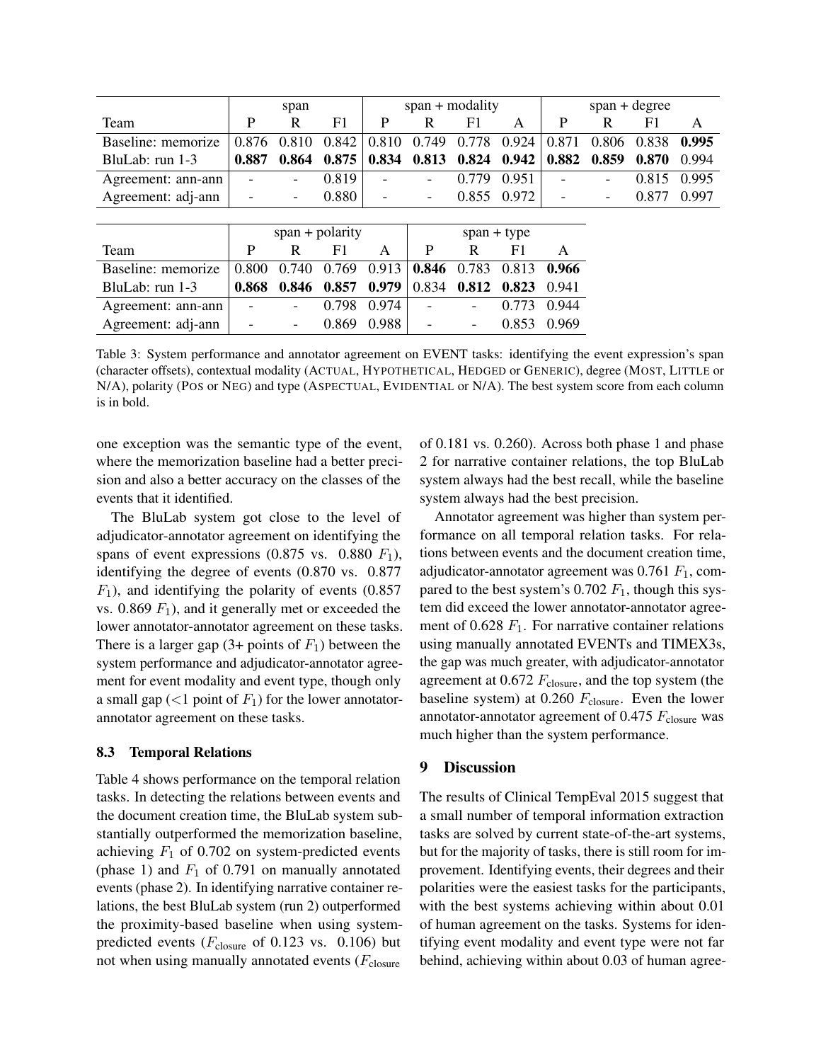| Team | span | | | span + modality | | | | span + degree | | | |
|---|---|---|---|---|---|---|---|---|---|---|---|
| | P | R | F1 | P | R | F1 | A | P | R | F1 | A |
| Baseline: memorize | 0.876 | 0.810 | 0.842 | 0.810 | 0.749 | 0.778 | 0.924 | 0.871 | 0.806 | 0.838 | **0.995** |
| BluLab: run 1-3 | **0.887** | **0.864** | **0.875** | **0.834** | **0.813** | **0.824** | **0.942** | **0.882** | **0.859** | **0.870** | 0.994 |
| Agreement: ann-ann | - | - | 0.819 | - | - | 0.779 | 0.951 | - | - | 0.815 | 0.995 |
| Agreement: adj-ann | - | - | 0.880 | - | - | 0.855 | 0.972 | - | - | 0.877 | 0.997 |

| Team | span + polarity | | | | span + type | | | |
|---|---|---|---|---|---|---|---|---|
| | P | R | F1 | A | P | R | F1 | A |
| Baseline: memorize | 0.800 | 0.740 | 0.769 | 0.913 | **0.846** | 0.783 | 0.813 | **0.966** |
| BluLab: run 1-3 | **0.868** | **0.846** | **0.857** | **0.979** | 0.834 | **0.812** | **0.823** | 0.941 |
| Agreement: ann-ann | - | - | 0.798 | 0.974 | - | - | 0.773 | 0.944 |
| Agreement: adj-ann | - | - | 0.869 | 0.988 | - | - | 0.853 | 0.969 |

Table 3: System performance and annotator agreement on EVENT tasks: identifying the event expression's span (character offsets), contextual modality (ACTUAL, HYPOTHETICAL, HEDGED or GENERIC), degree (MOST, LITTLE or N/A), polarity (POS or NEG) and type (ASPECTUAL, EVIDENTIAL or N/A). The best system score from each column is in bold.

one exception was the semantic type of the event, where the memorization baseline had a better precision and also a better accuracy on the classes of the events that it identified.

The BluLab system got close to the level of adjudicator-annotator agreement on identifying the spans of event expressions (0.875 vs. 0.880 $F_1$), identifying the degree of events (0.870 vs. 0.877 $F_1$), and identifying the polarity of events (0.857 vs. 0.869 $F_1$), and it generally met or exceeded the lower annotator-annotator agreement on these tasks. There is a larger gap (3+ points of $F_1$) between the system performance and adjudicator-annotator agreement for event modality and event type, though only a small gap (<1 point of $F_1$) for the lower annotator-annotator agreement on these tasks.

### 8.3 Temporal Relations

Table 4 shows performance on the temporal relation tasks. In detecting the relations between events and the document creation time, the BluLab system substantially outperformed the memorization baseline, achieving $F_1$ of 0.702 on system-predicted events (phase 1) and $F_1$ of 0.791 on manually annotated events (phase 2). In identifying narrative container relations, the best BluLab system (run 2) outperformed the proximity-based baseline when using system-predicted events ($F_{\text{closure}}$ of 0.123 vs. 0.106) but not when using manually annotated events ($F_{\text{closure}}$ of 0.181 vs. 0.260). Across both phase 1 and phase 2 for narrative container relations, the top BluLab system always had the best recall, while the baseline system always had the best precision.

Annotator agreement was higher than system performance on all temporal relation tasks. For relations between events and the document creation time, adjudicator-annotator agreement was 0.761 $F_1$, compared to the best system's 0.702 $F_1$, though this system did exceed the lower annotator-annotator agreement of 0.628 $F_1$. For narrative container relations using manually annotated EVENTs and TIMEX3s, the gap was much greater, with adjudicator-annotator agreement at 0.672 $F_{\text{closure}}$, and the top system (the baseline system) at 0.260 $F_{\text{closure}}$. Even the lower annotator-annotator agreement of 0.475 $F_{\text{closure}}$ was much higher than the system performance.

## 9 Discussion

The results of Clinical TempEval 2015 suggest that a small number of temporal information extraction tasks are solved by current state-of-the-art systems, but for the majority of tasks, there is still room for improvement. Identifying events, their degrees and their polarities were the easiest tasks for the participants, with the best systems achieving within about 0.01 of human agreement on the tasks. Systems for identifying event modality and event type were not far behind, achieving within about 0.03 of human agree-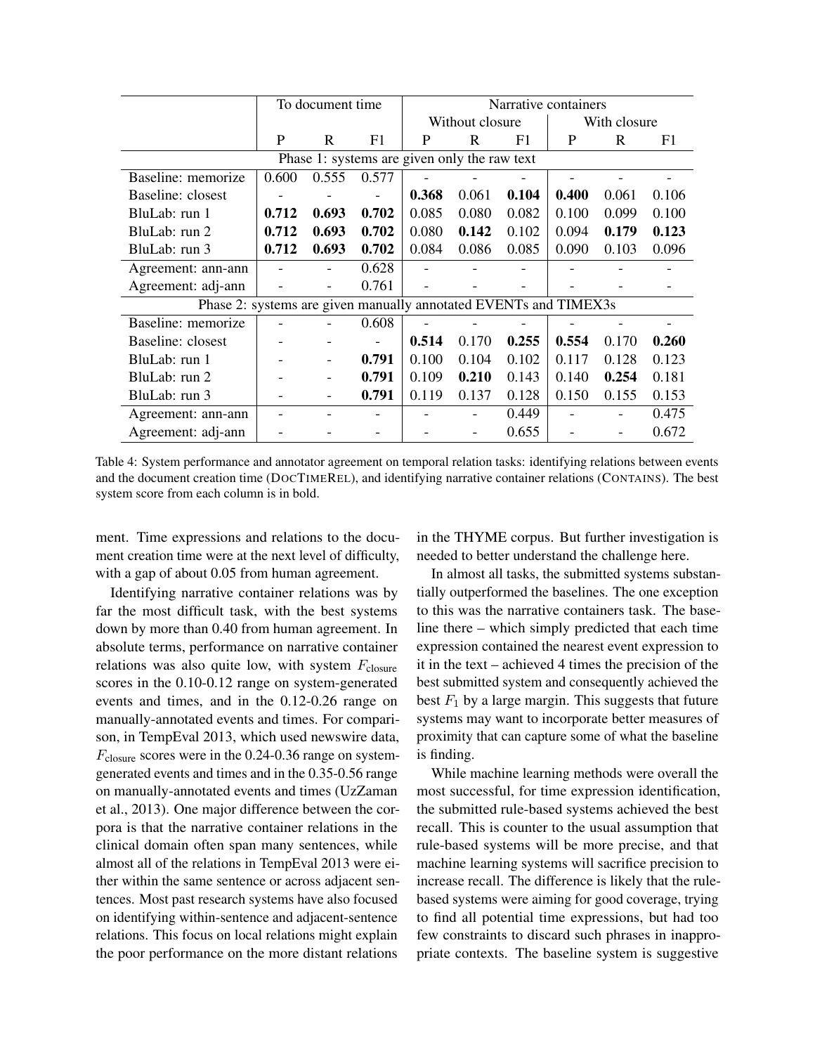| | To document time | | | Narrative containers | | | | | |
|---|---|---|---|---|---|---|---|---|---|
| | | | | Without closure | | | With closure | | |
| | P | R | F1 | P | R | F1 | P | R | F1 |
| Phase 1: systems are given only the raw text | | | | | | | | | |
| Baseline: memorize | 0.600 | 0.555 | 0.577 | - | - | - | - | - | - |
| Baseline: closest | - | - | - | **0.368** | 0.061 | **0.104** | **0.400** | 0.061 | 0.106 |
| BluLab: run 1 | **0.712** | **0.693** | **0.702** | 0.085 | 0.080 | 0.082 | 0.100 | 0.099 | 0.100 |
| BluLab: run 2 | **0.712** | **0.693** | **0.702** | 0.080 | **0.142** | 0.102 | 0.094 | **0.179** | **0.123** |
| BluLab: run 3 | **0.712** | **0.693** | **0.702** | 0.084 | 0.086 | 0.085 | 0.090 | 0.103 | 0.096 |
| Agreement: ann-ann | - | - | 0.628 | - | - | - | - | - | - |
| Agreement: adj-ann | - | - | 0.761 | - | - | - | - | - | - |
| Phase 2: systems are given manually annotated EVENTs and TIMEX3s | | | | | | | | | |
| Baseline: memorize | - | - | 0.608 | - | - | - | - | - | - |
| Baseline: closest | - | - | - | **0.514** | 0.170 | **0.255** | **0.554** | 0.170 | **0.260** |
| BluLab: run 1 | - | - | **0.791** | 0.100 | 0.104 | 0.102 | 0.117 | 0.128 | 0.123 |
| BluLab: run 2 | - | - | **0.791** | 0.109 | **0.210** | 0.143 | 0.140 | **0.254** | 0.181 |
| BluLab: run 3 | - | - | **0.791** | 0.119 | 0.137 | 0.128 | 0.150 | 0.155 | 0.153 |
| Agreement: ann-ann | - | - | - | - | - | 0.449 | - | - | 0.475 |
| Agreement: adj-ann | - | - | - | - | - | 0.655 | - | - | 0.672 |

Table 4: System performance and annotator agreement on temporal relation tasks: identifying relations between events and the document creation time (DOCTIMEREL), and identifying narrative container relations (CONTAINS). The best system score from each column is in bold.

ment. Time expressions and relations to the document creation time were at the next level of difficulty, with a gap of about 0.05 from human agreement.

Identifying narrative container relations was by far the most difficult task, with the best systems down by more than 0.40 from human agreement. In absolute terms, performance on narrative container relations was also quite low, with system $F_{\text{closure}}$ scores in the 0.10-0.12 range on system-generated events and times, and in the 0.12-0.26 range on manually-annotated events and times. For comparison, in TempEval 2013, which used newswire data, $F_{\text{closure}}$ scores were in the 0.24-0.36 range on system-generated events and times and in the 0.35-0.56 range on manually-annotated events and times (UzZaman et al., 2013). One major difference between the corpora is that the narrative container relations in the clinical domain often span many sentences, while almost all of the relations in TempEval 2013 were either within the same sentence or across adjacent sentences. Most past research systems have also focused on identifying within-sentence and adjacent-sentence relations. This focus on local relations might explain the poor performance on the more distant relations in the THYME corpus. But further investigation is needed to better understand the challenge here.

In almost all tasks, the submitted systems substantially outperformed the baselines. The one exception to this was the narrative containers task. The baseline there – which simply predicted that each time expression contained the nearest event expression to it in the text – achieved 4 times the precision of the best submitted system and consequently achieved the best $F_1$ by a large margin. This suggests that future systems may want to incorporate better measures of proximity that can capture some of what the baseline is finding.

While machine learning methods were overall the most successful, for time expression identification, the submitted rule-based systems achieved the best recall. This is counter to the usual assumption that rule-based systems will be more precise, and that machine learning systems will sacrifice precision to increase recall. The difference is likely that the rule-based systems were aiming for good coverage, trying to find all potential time expressions, but had too few constraints to discard such phrases in inappropriate contexts. The baseline system is suggestive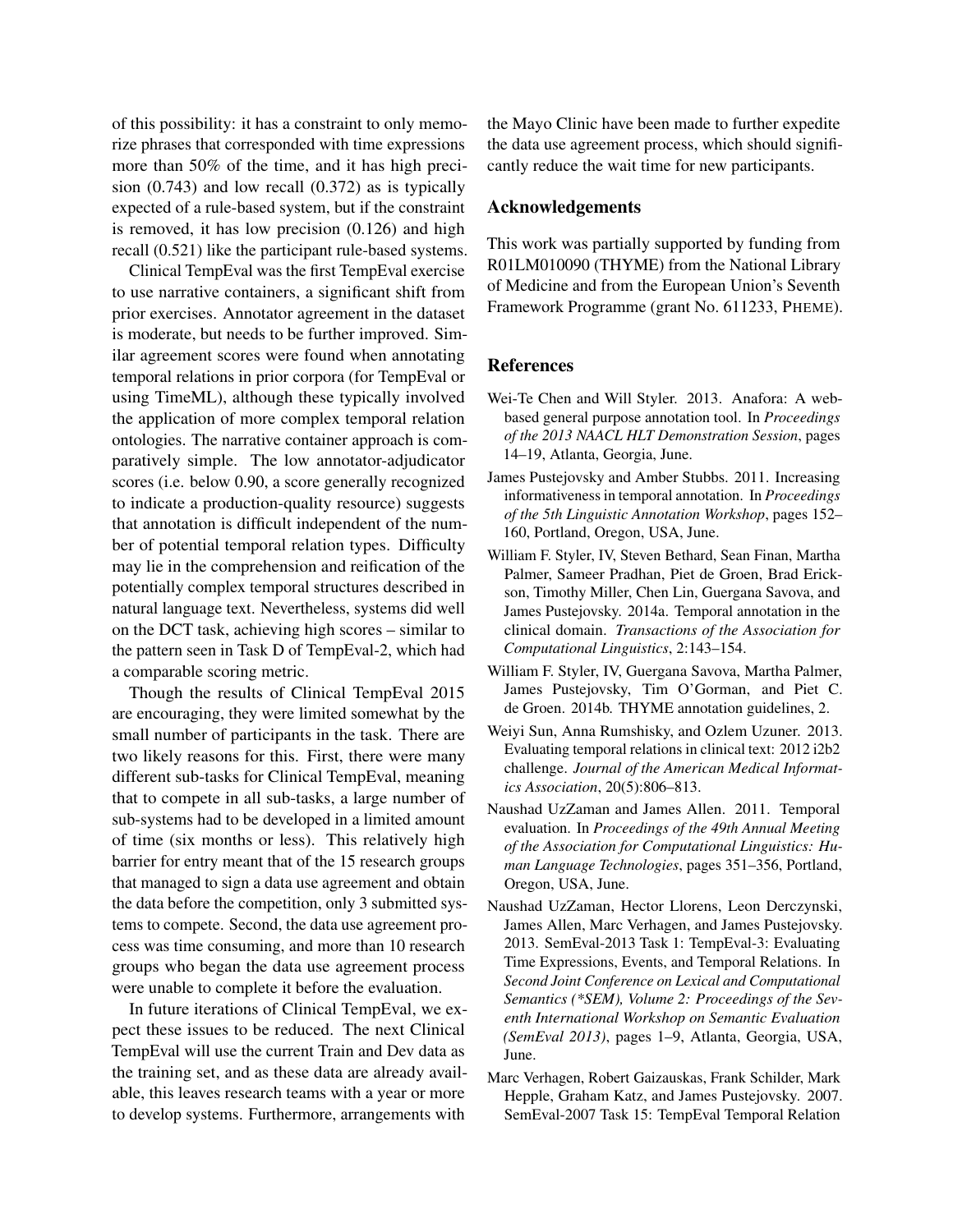of this possibility: it has a constraint to only memorize phrases that corresponded with time expressions more than 50% of the time, and it has high precision (0.743) and low recall (0.372) as is typically expected of a rule-based system, but if the constraint is removed, it has low precision (0.126) and high recall (0.521) like the participant rule-based systems.

Clinical TempEval was the first TempEval exercise to use narrative containers, a significant shift from prior exercises. Annotator agreement in the dataset is moderate, but needs to be further improved. Similar agreement scores were found when annotating temporal relations in prior corpora (for TempEval or using TimeML), although these typically involved the application of more complex temporal relation ontologies. The narrative container approach is comparatively simple. The low annotator-adjudicator scores (i.e. below 0.90, a score generally recognized to indicate a production-quality resource) suggests that annotation is difficult independent of the number of potential temporal relation types. Difficulty may lie in the comprehension and reification of the potentially complex temporal structures described in natural language text. Nevertheless, systems did well on the DCT task, achieving high scores – similar to the pattern seen in Task D of TempEval-2, which had a comparable scoring metric.

Though the results of Clinical TempEval 2015 are encouraging, they were limited somewhat by the small number of participants in the task. There are two likely reasons for this. First, there were many different sub-tasks for Clinical TempEval, meaning that to compete in all sub-tasks, a large number of sub-systems had to be developed in a limited amount of time (six months or less). This relatively high barrier for entry meant that of the 15 research groups that managed to sign a data use agreement and obtain the data before the competition, only 3 submitted systems to compete. Second, the data use agreement process was time consuming, and more than 10 research groups who began the data use agreement process were unable to complete it before the evaluation.

In future iterations of Clinical TempEval, we expect these issues to be reduced. The next Clinical TempEval will use the current Train and Dev data as the training set, and as these data are already available, this leaves research teams with a year or more to develop systems. Furthermore, arrangements with the Mayo Clinic have been made to further expedite the data use agreement process, which should significantly reduce the wait time for new participants.

## Acknowledgements

This work was partially supported by funding from R01LM010090 (THYME) from the National Library of Medicine and from the European Union's Seventh Framework Programme (grant No. 611233, PHEME).

## References

Wei-Te Chen and Will Styler. 2013. Anafora: A web-based general purpose annotation tool. In *Proceedings of the 2013 NAACL HLT Demonstration Session*, pages 14–19, Atlanta, Georgia, June.

James Pustejovsky and Amber Stubbs. 2011. Increasing informativeness in temporal annotation. In *Proceedings of the 5th Linguistic Annotation Workshop*, pages 152–160, Portland, Oregon, USA, June.

William F. Styler, IV, Steven Bethard, Sean Finan, Martha Palmer, Sameer Pradhan, Piet de Groen, Brad Erickson, Timothy Miller, Chen Lin, Guergana Savova, and James Pustejovsky. 2014a. Temporal annotation in the clinical domain. *Transactions of the Association for Computational Linguistics*, 2:143–154.

William F. Styler, IV, Guergana Savova, Martha Palmer, James Pustejovsky, Tim O'Gorman, and Piet C. de Groen. 2014b. THYME annotation guidelines, 2.

Weiyi Sun, Anna Rumshisky, and Ozlem Uzuner. 2013. Evaluating temporal relations in clinical text: 2012 i2b2 challenge. *Journal of the American Medical Informatics Association*, 20(5):806–813.

Naushad UzZaman and James Allen. 2011. Temporal evaluation. In *Proceedings of the 49th Annual Meeting of the Association for Computational Linguistics: Human Language Technologies*, pages 351–356, Portland, Oregon, USA, June.

Naushad UzZaman, Hector Llorens, Leon Derczynski, James Allen, Marc Verhagen, and James Pustejovsky. 2013. SemEval-2013 Task 1: TempEval-3: Evaluating Time Expressions, Events, and Temporal Relations. In *Second Joint Conference on Lexical and Computational Semantics (*SEM), Volume 2: Proceedings of the Seventh International Workshop on Semantic Evaluation (SemEval 2013)*, pages 1–9, Atlanta, Georgia, USA, June.

Marc Verhagen, Robert Gaizauskas, Frank Schilder, Mark Hepple, Graham Katz, and James Pustejovsky. 2007. SemEval-2007 Task 15: TempEval Temporal Relation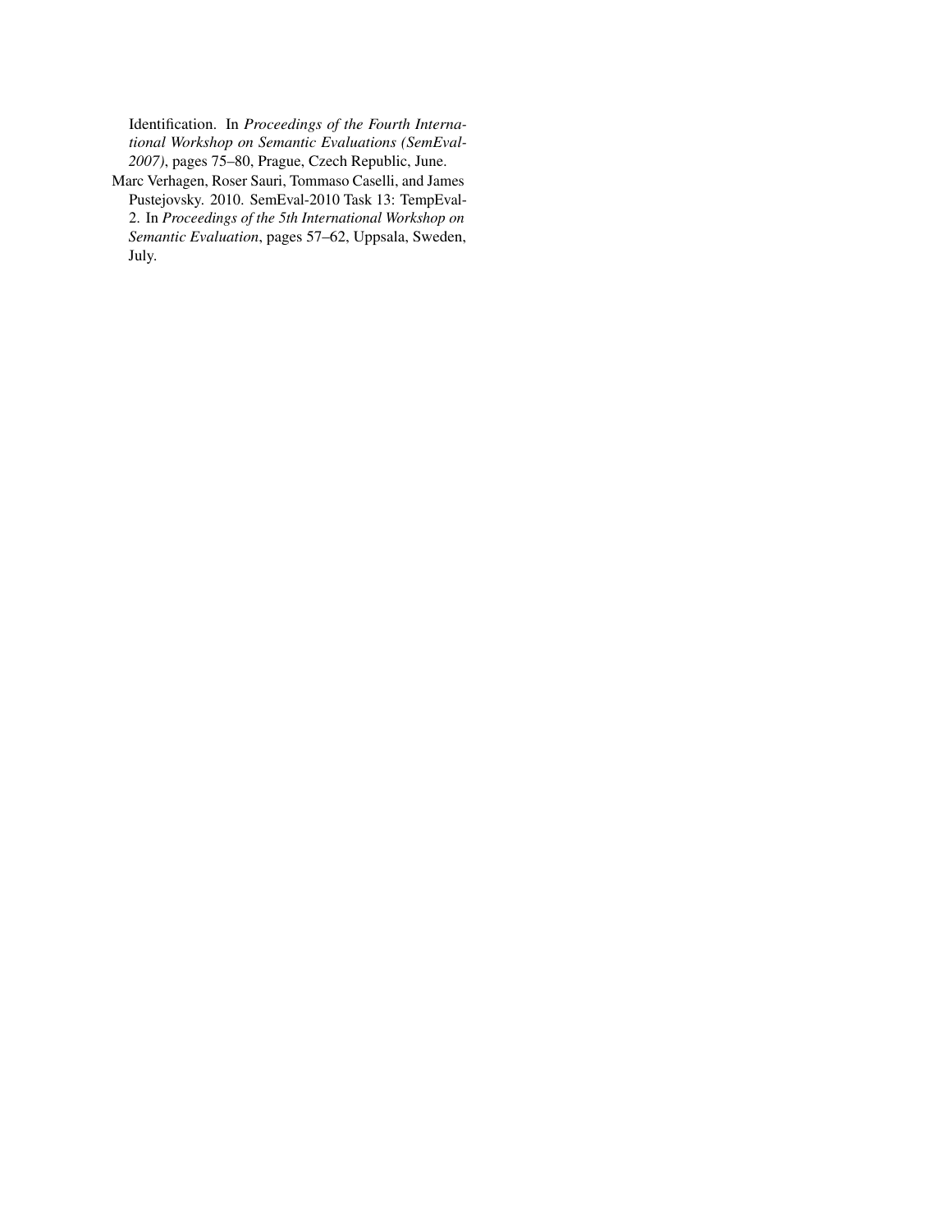Identification. In *Proceedings of the Fourth International Workshop on Semantic Evaluations (SemEval-2007)*, pages 75–80, Prague, Czech Republic, June.

Marc Verhagen, Roser Sauri, Tommaso Caselli, and James Pustejovsky. 2010. SemEval-2010 Task 13: TempEval-2. In *Proceedings of the 5th International Workshop on Semantic Evaluation*, pages 57–62, Uppsala, Sweden, July.